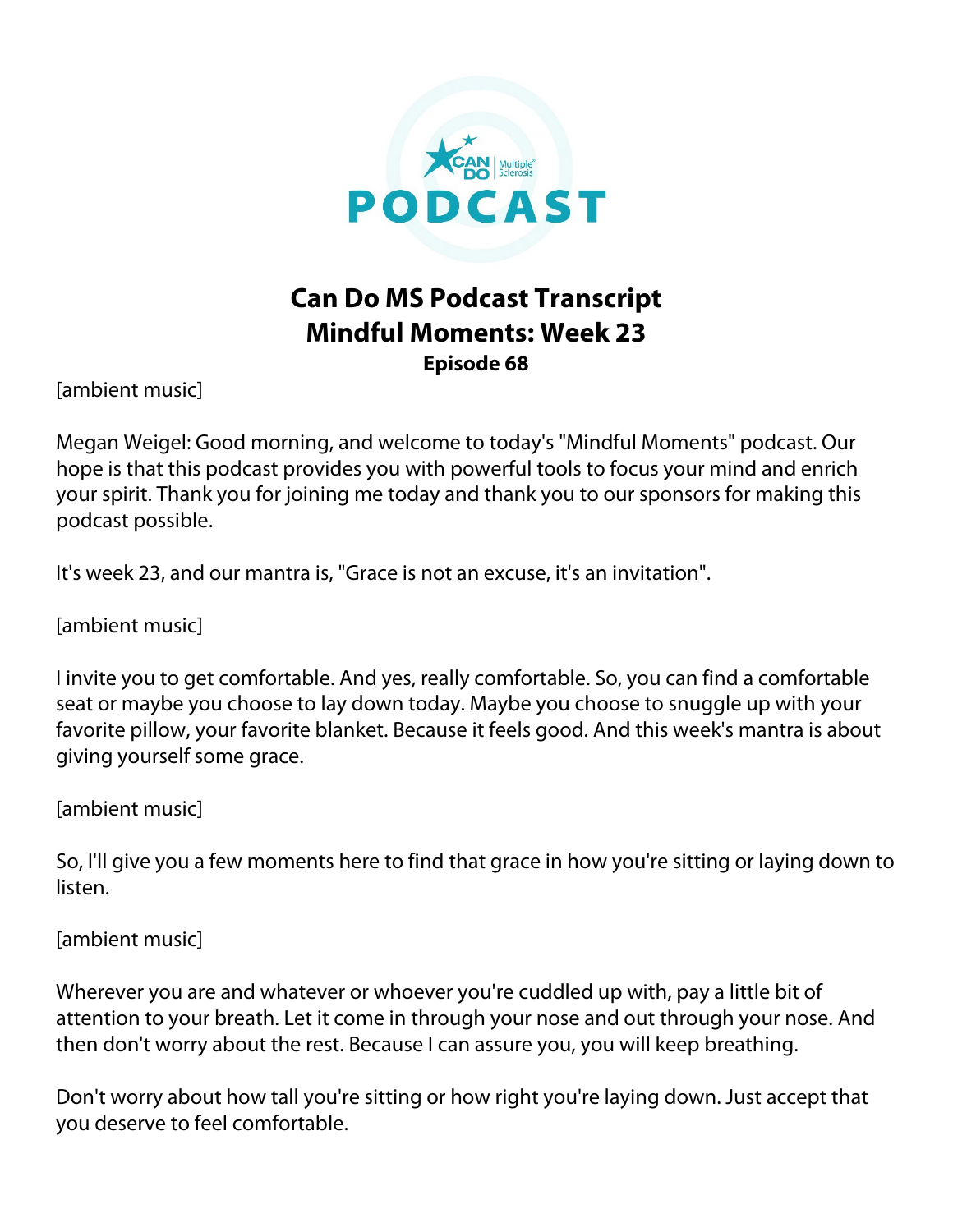# Can Do MS Podcast Transcript
## Mindful Moments: Week 23
### Episode 68

[ambient music]

Megan Weigel: Good morning, and welcome to today's "Mindful Moments" podcast. Our hope is that this podcast provides you with powerful tools to focus your mind and enrich your spirit. Thank you for joining me today and thank you to our sponsors for making this podcast possible.

It's week 23, and our mantra is, "Grace is not an excuse, it's an invitation".

[ambient music]

I invite you to get comfortable. And yes, really comfortable. So, you can find a comfortable seat or maybe you choose to lay down today. Maybe you choose to snuggle up with your favorite pillow, your favorite blanket. Because it feels good. And this week's mantra is about giving yourself some grace.

[ambient music]

So, I'll give you a few moments here to find that grace in how you're sitting or laying down to listen.

[ambient music]

Wherever you are and whatever or whoever you're cuddled up with, pay a little bit of attention to your breath. Let it come in through your nose and out through your nose. And then don't worry about the rest. Because I can assure you, you will keep breathing.

Don't worry about how tall you're sitting or how right you're laying down. Just accept that you deserve to feel comfortable.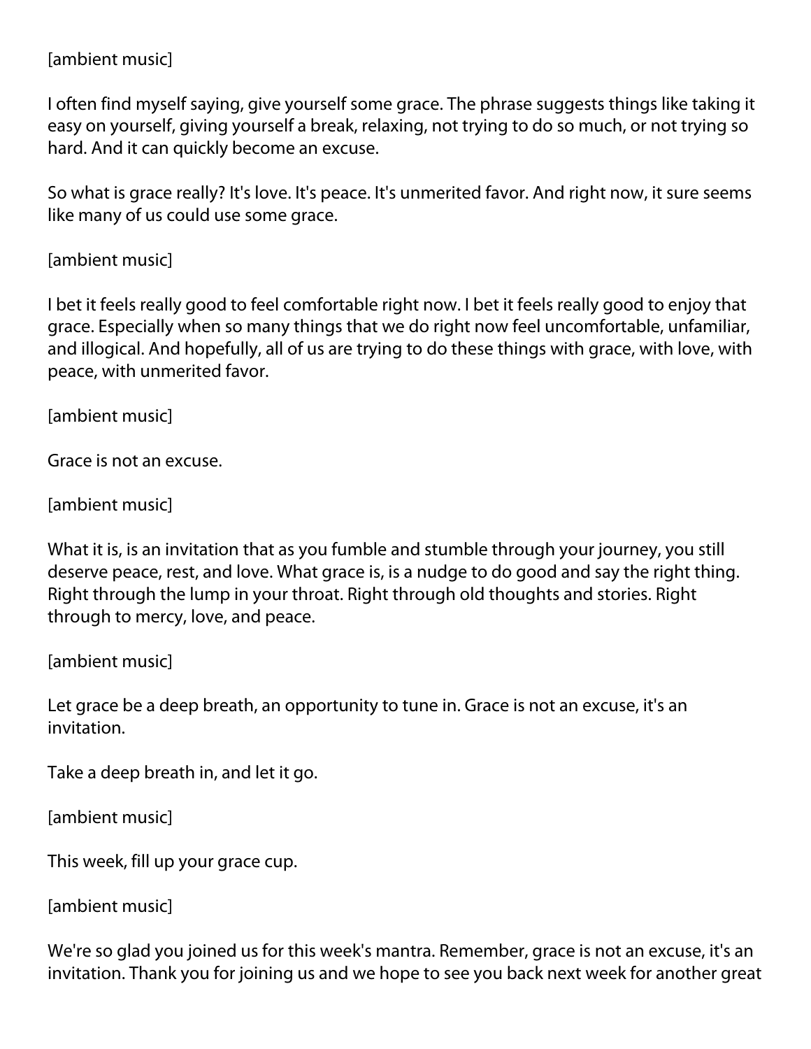[ambient music]

I often find myself saying, give yourself some grace. The phrase suggests things like taking it easy on yourself, giving yourself a break, relaxing, not trying to do so much, or not trying so hard. And it can quickly become an excuse.

So what is grace really? It's love. It's peace. It's unmerited favor. And right now, it sure seems like many of us could use some grace.

[ambient music]

I bet it feels really good to feel comfortable right now. I bet it feels really good to enjoy that grace. Especially when so many things that we do right now feel uncomfortable, unfamiliar, and illogical. And hopefully, all of us are trying to do these things with grace, with love, with peace, with unmerited favor.

[ambient music]

Grace is not an excuse.

[ambient music]

What it is, is an invitation that as you fumble and stumble through your journey, you still deserve peace, rest, and love. What grace is, is a nudge to do good and say the right thing. Right through the lump in your throat. Right through old thoughts and stories. Right through to mercy, love, and peace.

[ambient music]

Let grace be a deep breath, an opportunity to tune in. Grace is not an excuse, it's an invitation.

Take a deep breath in, and let it go.

[ambient music]

This week, fill up your grace cup.

[ambient music]

We're so glad you joined us for this week's mantra. Remember, grace is not an excuse, it's an invitation. Thank you for joining us and we hope to see you back next week for another great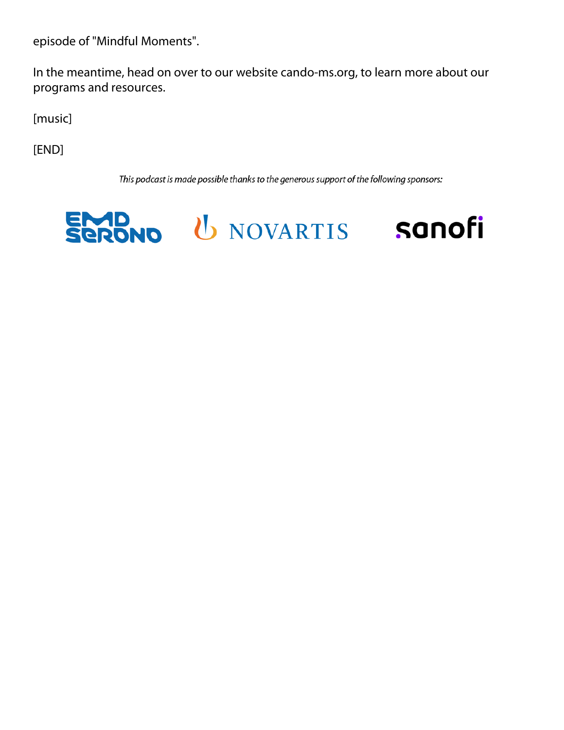episode of "Mindful Moments".

In the meantime, head on over to our website cando-ms.org, to learn more about our programs and resources.

[music]

[END]

*This podcast is made possible thanks to the generous support of the following sponsors:*

EMD SERONO NOVARTIS sanofi